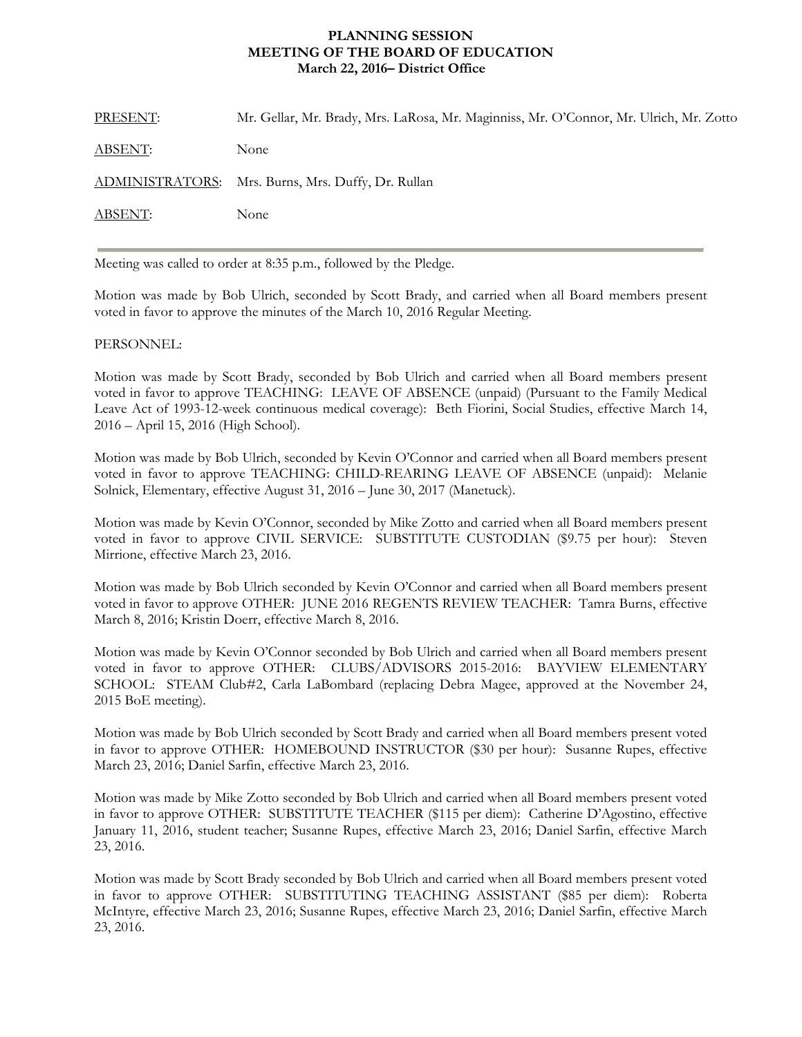**PLANNING SESSION**
**MEETING OF THE BOARD OF EDUCATION**
**March 22, 2016– District Office**

PRESENT: Mr. Gellar, Mr. Brady, Mrs. LaRosa, Mr. Maginniss, Mr. O'Connor, Mr. Ulrich, Mr. Zotto

ABSENT: None

ADMINISTRATORS: Mrs. Burns, Mrs. Duffy, Dr. Rullan

ABSENT: None

---

Meeting was called to order at 8:35 p.m., followed by the Pledge.

Motion was made by Bob Ulrich, seconded by Scott Brady, and carried when all Board members present voted in favor to approve the minutes of the March 10, 2016 Regular Meeting.

PERSONNEL:

Motion was made by Scott Brady, seconded by Bob Ulrich and carried when all Board members present voted in favor to approve TEACHING: LEAVE OF ABSENCE (unpaid) (Pursuant to the Family Medical Leave Act of 1993-12-week continuous medical coverage): Beth Fiorini, Social Studies, effective March 14, 2016 – April 15, 2016 (High School).

Motion was made by Bob Ulrich, seconded by Kevin O'Connor and carried when all Board members present voted in favor to approve TEACHING: CHILD-REARING LEAVE OF ABSENCE (unpaid): Melanie Solnick, Elementary, effective August 31, 2016 – June 30, 2017 (Manetuck).

Motion was made by Kevin O'Connor, seconded by Mike Zotto and carried when all Board members present voted in favor to approve CIVIL SERVICE: SUBSTITUTE CUSTODIAN ($9.75 per hour): Steven Mirrione, effective March 23, 2016.

Motion was made by Bob Ulrich seconded by Kevin O'Connor and carried when all Board members present voted in favor to approve OTHER: JUNE 2016 REGENTS REVIEW TEACHER: Tamra Burns, effective March 8, 2016; Kristin Doerr, effective March 8, 2016.

Motion was made by Kevin O'Connor seconded by Bob Ulrich and carried when all Board members present voted in favor to approve OTHER: CLUBS/ADVISORS 2015-2016: BAYVIEW ELEMENTARY SCHOOL: STEAM Club#2, Carla LaBombard (replacing Debra Magee, approved at the November 24, 2015 BoE meeting).

Motion was made by Bob Ulrich seconded by Scott Brady and carried when all Board members present voted in favor to approve OTHER: HOMEBOUND INSTRUCTOR ($30 per hour): Susanne Rupes, effective March 23, 2016; Daniel Sarfin, effective March 23, 2016.

Motion was made by Mike Zotto seconded by Bob Ulrich and carried when all Board members present voted in favor to approve OTHER: SUBSTITUTE TEACHER ($115 per diem): Catherine D'Agostino, effective January 11, 2016, student teacher; Susanne Rupes, effective March 23, 2016; Daniel Sarfin, effective March 23, 2016.

Motion was made by Scott Brady seconded by Bob Ulrich and carried when all Board members present voted in favor to approve OTHER: SUBSTITUTING TEACHING ASSISTANT ($85 per diem): Roberta McIntyre, effective March 23, 2016; Susanne Rupes, effective March 23, 2016; Daniel Sarfin, effective March 23, 2016.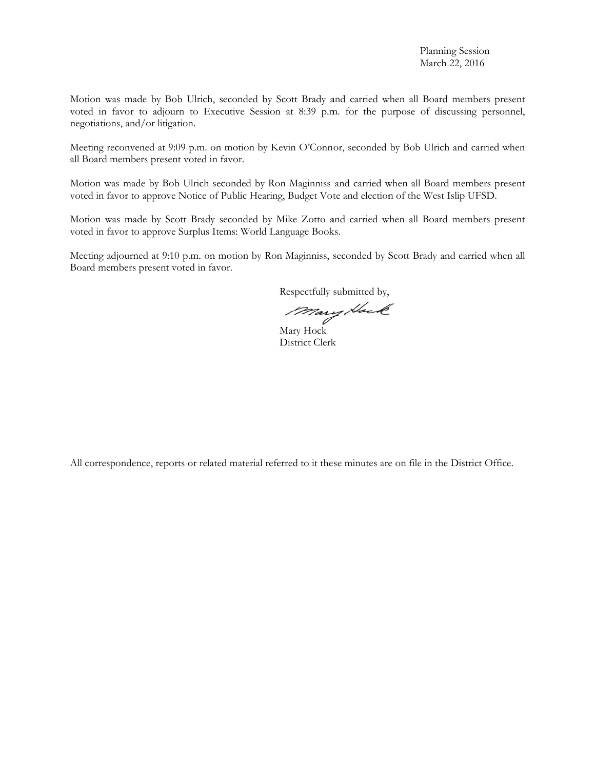Planning Session
March 22, 2016

Motion was made by Bob Ulrich, seconded by Scott Brady and carried when all Board members present voted in favor to adjourn to Executive Session at 8:39 p.m. for the purpose of discussing personnel, negotiations, and/or litigation.

Meeting reconvened at 9:09 p.m. on motion by Kevin O'Connor, seconded by Bob Ulrich and carried when all Board members present voted in favor.

Motion was made by Bob Ulrich seconded by Ron Maginniss and carried when all Board members present voted in favor to approve Notice of Public Hearing, Budget Vote and election of the West Islip UFSD.

Motion was made by Scott Brady seconded by Mike Zotto and carried when all Board members present voted in favor to approve Surplus Items: World Language Books.

Meeting adjourned at 9:10 p.m. on motion by Ron Maginniss, seconded by Scott Brady and carried when all Board members present voted in favor.

Respectfully submitted by,

Mary Hock

Mary Hock
District Clerk

All correspondence, reports or related material referred to it these minutes are on file in the District Office.